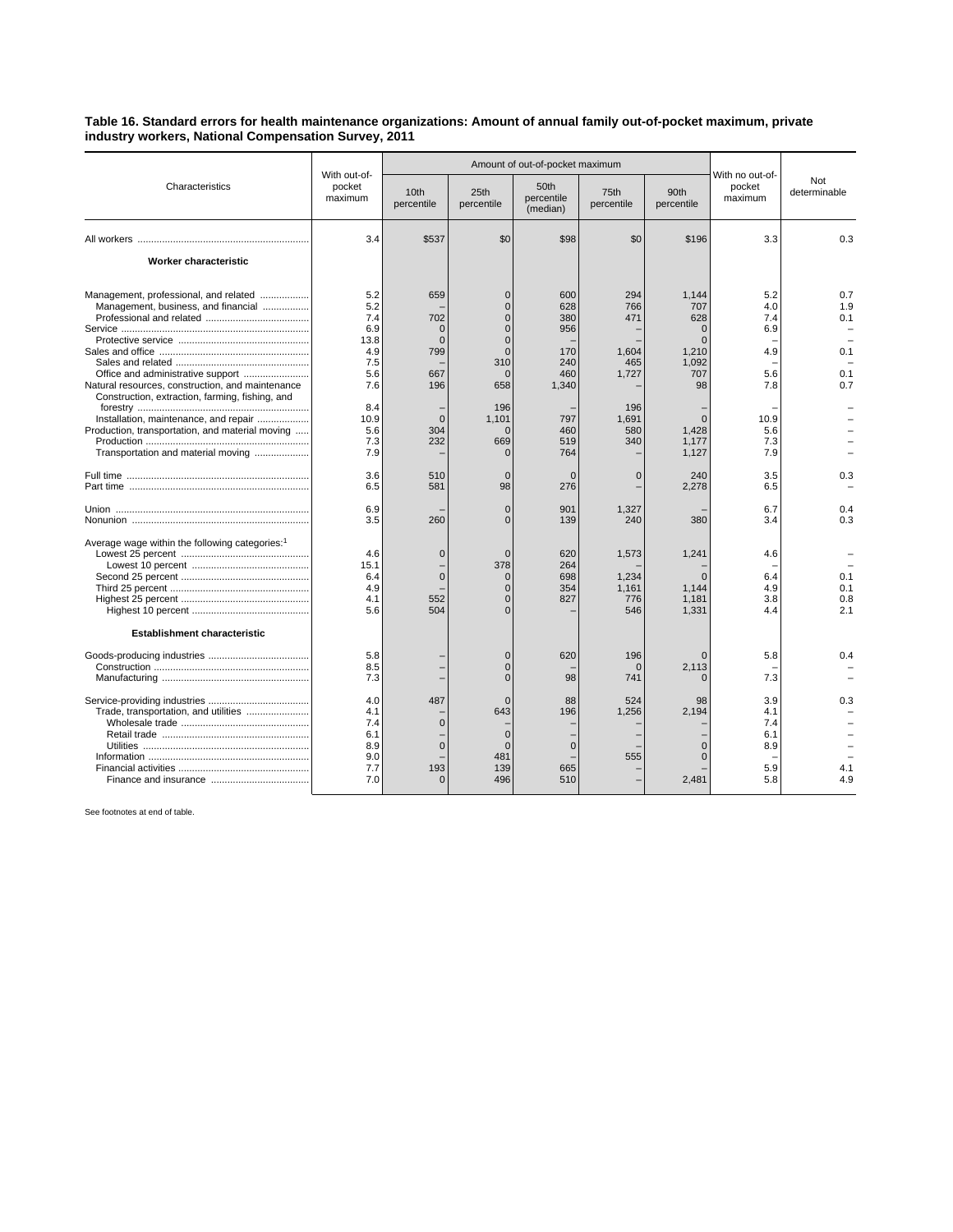**Table 16. Standard errors for health maintenance organizations: Amount of annual family out-of-pocket maximum, private industry workers, National Compensation Survey, 2011**

| Characteristics | With out-of-pocket maximum | Amount of out-of-pocket maximum | | | | | With no out-of-pocket maximum | Not determinable |
|---|---|---|---|---|---|---|---|---|
| | | 10th percentile | 25th percentile | 50th percentile (median) | 75th percentile | 90th percentile | | |
| All workers | 3.4 | $537 | $0 | $98 | $0 | $196 | 3.3 | 0.3 |
| **Worker characteristic** | | | | | | | | |
| Management, professional, and related | 5.2 | 659 | 0 | 600 | 294 | 1,144 | 5.2 | 0.7 |
| Management, business, and financial | 5.2 | – | 0 | 628 | 766 | 707 | 4.0 | 1.9 |
| Professional and related | 7.4 | 702 | 0 | 380 | 471 | 628 | 7.4 | 0.1 |
| Service | 6.9 | 0 | 0 | 956 | – | 0 | 6.9 | – |
| Protective service | 13.8 | 0 | 0 | – | – | 0 | – | – |
| Sales and office | 4.9 | 799 | 0 | 170 | 1,604 | 1,210 | 4.9 | 0.1 |
| Sales and related | 7.5 | – | 310 | 240 | 465 | 1,092 | – | – |
| Office and administrative support | 5.6 | 667 | 0 | 460 | 1,727 | 707 | 5.6 | 0.1 |
| Natural resources, construction, and maintenance | 7.6 | 196 | 658 | 1,340 | – | 98 | 7.8 | 0.7 |
| Construction, extraction, farming, fishing, and forestry | 8.4 | – | 196 | – | 196 | – | – | – |
| Installation, maintenance, and repair | 10.9 | 0 | 1,101 | 797 | 1,691 | 0 | 10.9 | – |
| Production, transportation, and material moving | 5.6 | 304 | 0 | 460 | 580 | 1,428 | 5.6 | – |
| Production | 7.3 | 232 | 669 | 519 | 340 | 1,177 | 7.3 | – |
| Transportation and material moving | 7.9 | – | 0 | 764 | – | 1,127 | 7.9 | – |
| Full time | 3.6 | 510 | 0 | 0 | 0 | 240 | 3.5 | 0.3 |
| Part time | 6.5 | 581 | 98 | 276 | – | 2,278 | 6.5 | – |
| Union | 6.9 | – | 0 | 901 | 1,327 | – | 6.7 | 0.4 |
| Nonunion | 3.5 | 260 | 0 | 139 | 240 | 380 | 3.4 | 0.3 |
| Average wage within the following categories:[1] | | | | | | | | |
| Lowest 25 percent | 4.6 | 0 | 0 | 620 | 1,573 | 1,241 | 4.6 | – |
| Lowest 10 percent | 15.1 | – | 378 | 264 | – | – | – | – |
| Second 25 percent | 6.4 | 0 | 0 | 698 | 1,234 | 0 | 6.4 | 0.1 |
| Third 25 percent | 4.9 | – | 0 | 354 | 1,161 | 1,144 | 4.9 | 0.1 |
| Highest 25 percent | 4.1 | 552 | 0 | 827 | 776 | 1,181 | 3.8 | 0.8 |
| Highest 10 percent | 5.6 | 504 | 0 | – | 546 | 1,331 | 4.4 | 2.1 |
| **Establishment characteristic** | | | | | | | | |
| Goods-producing industries | 5.8 | – | 0 | 620 | 196 | 0 | 5.8 | 0.4 |
| Construction | 8.5 | – | 0 | – | 0 | 2,113 | – | – |
| Manufacturing | 7.3 | – | 0 | 98 | 741 | 0 | 7.3 | – |
| Service-providing industries | 4.0 | 487 | 0 | 88 | 524 | 98 | 3.9 | 0.3 |
| Trade, transportation, and utilities | 4.1 | – | 643 | 196 | 1,256 | 2,194 | 4.1 | – |
| Wholesale trade | 7.4 | 0 | – | – | – | – | 7.4 | – |
| Retail trade | 6.1 | – | 0 | – | – | – | 6.1 | – |
| Utilities | 8.9 | 0 | 0 | 0 | – | 0 | 8.9 | – |
| Information | 9.0 | – | 481 | – | 555 | 0 | – | – |
| Financial activities | 7.7 | 193 | 139 | 665 | – | – | 5.9 | 4.1 |
| Finance and insurance | 7.0 | 0 | 496 | 510 | – | 2,481 | 5.8 | 4.9 |

See footnotes at end of table.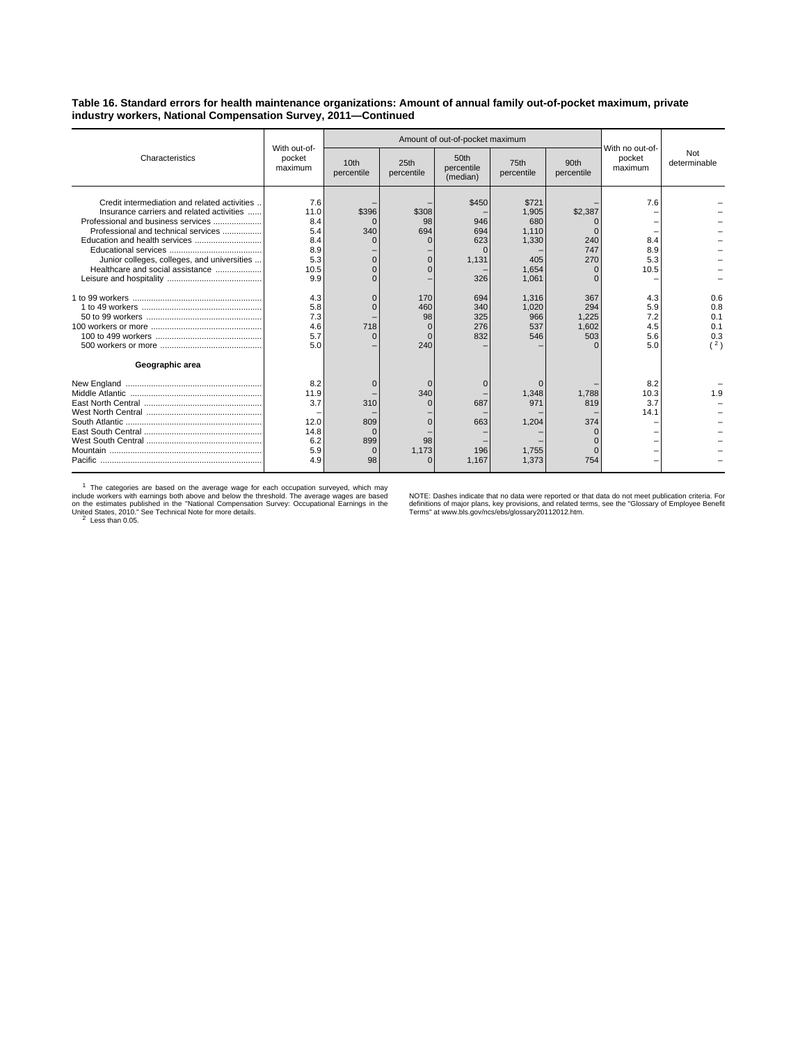**Table 16. Standard errors for health maintenance organizations: Amount of annual family out-of-pocket maximum, private industry workers, National Compensation Survey, 2011—Continued**

| Characteristics | With out-of-pocket maximum | Amount of out-of-pocket maximum | | | | | With no out-of-pocket maximum | Not determinable |
|---|---|---|---|---|---|---|---|---|
| | | 10th percentile | 25th percentile | 50th percentile (median) | 75th percentile | 90th percentile | | |
| Credit intermediation and related activities | 7.6 | – | – | $450 | $721 | – | 7.6 | – |
| Insurance carriers and related activities | 11.0 | $396 | $308 | – | 1,905 | $2,387 | – | – |
| Professional and business services | 8.4 | 0 | 98 | 946 | 680 | 0 | – | – |
| Professional and technical services | 5.4 | 340 | 694 | 694 | 1,110 | 0 | – | – |
| Education and health services | 8.4 | 0 | 0 | 623 | 1,330 | 240 | 8.4 | – |
| Educational services | 8.9 | – | – | 0 | – | 747 | 8.9 | – |
| Junior colleges, colleges, and universities | 5.3 | 0 | 0 | 1,131 | 405 | 270 | 5.3 | – |
| Healthcare and social assistance | 10.5 | 0 | 0 | – | 1,654 | 0 | 10.5 | – |
| Leisure and hospitality | 9.9 | 0 | – | 326 | 1,061 | 0 | – | – |
| 1 to 99 workers | 4.3 | 0 | 170 | 694 | 1,316 | 367 | 4.3 | 0.6 |
| 1 to 49 workers | 5.8 | 0 | 460 | 340 | 1,020 | 294 | 5.9 | 0.8 |
| 50 to 99 workers | 7.3 | – | 98 | 325 | 966 | 1,225 | 7.2 | 0.1 |
| 100 workers or more | 4.6 | 718 | 0 | 276 | 537 | 1,602 | 4.5 | 0.1 |
| 100 to 499 workers | 5.7 | 0 | 0 | 832 | 546 | 503 | 5.6 | 0.3 |
| 500 workers or more | 5.0 | – | 240 | – | – | 0 | 5.0 | ( [2] ) |
| **Geographic area** | | | | | | | | |
| New England | 8.2 | 0 | 0 | 0 | 0 | – | 8.2 | – |
| Middle Atlantic | 11.9 | – | 340 | – | 1,348 | 1,788 | 10.3 | 1.9 |
| East North Central | 3.7 | 310 | 0 | 687 | 971 | 819 | 3.7 | – |
| West North Central | – | – | – | – | – | – | 14.1 | – |
| South Atlantic | 12.0 | 809 | 0 | 663 | 1,204 | 374 | – | – |
| East South Central | 14.8 | 0 | – | – | – | 0 | – | – |
| West South Central | 6.2 | 899 | 98 | – | – | 0 | – | – |
| Mountain | 5.9 | 0 | 1,173 | 196 | 1,755 | 0 | – | – |
| Pacific | 4.9 | 98 | 0 | 1,167 | 1,373 | 754 | – | – |

[1] The categories are based on the average wage for each occupation surveyed, which may include workers with earnings both above and below the threshold. The average wages are based on the estimates published in the "National Compensation Survey: Occupational Earnings in the United States, 2010." See Technical Note for more details.

[2] Less than 0.05.

NOTE: Dashes indicate that no data were reported or that data do not meet publication criteria. For definitions of major plans, key provisions, and related terms, see the "Glossary of Employee Benefit Terms" at www.bls.gov/ncs/ebs/glossary20112012.htm.